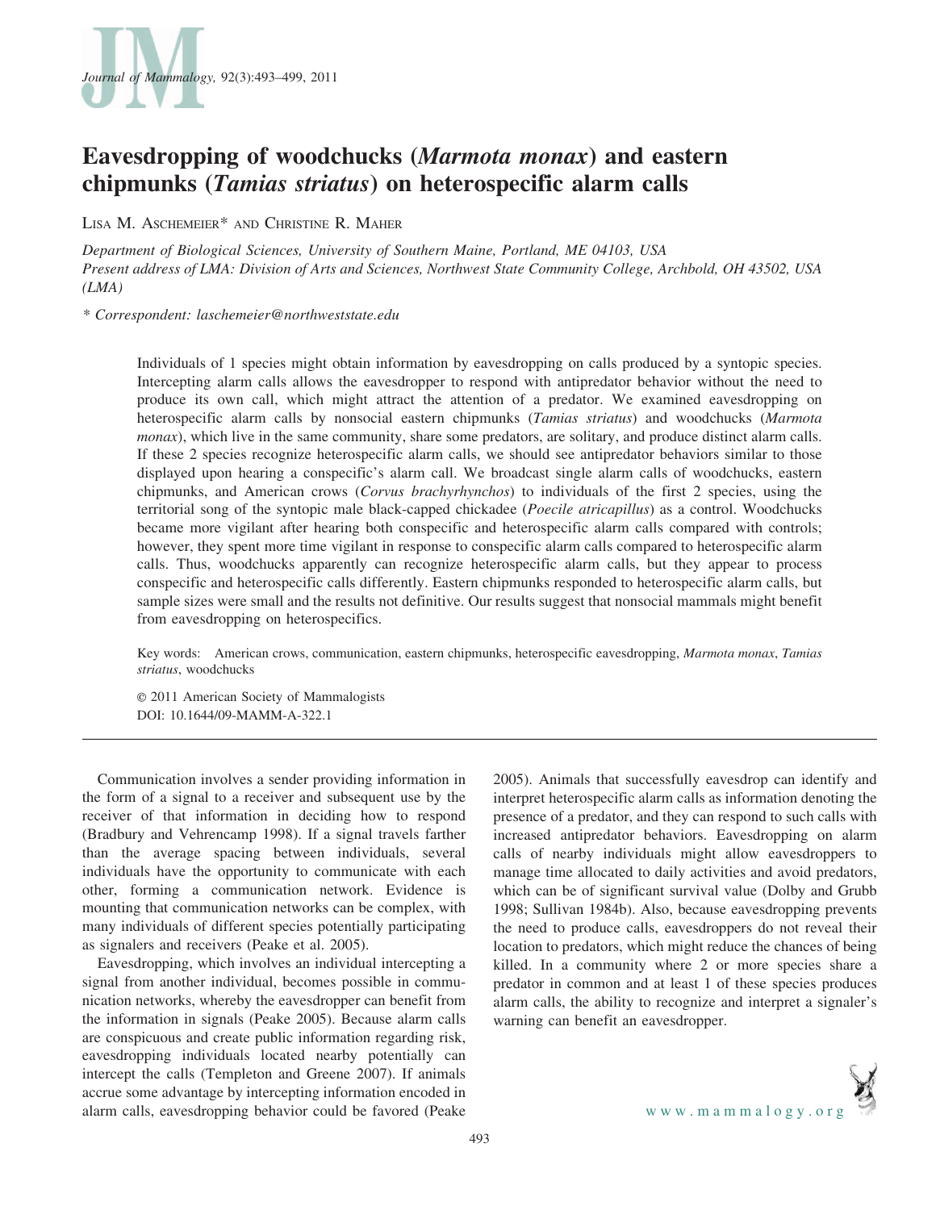# Eavesdropping of woodchucks (*Marmota monax*) and eastern chipmunks (*Tamias striatus*) on heterospecific alarm calls

Lisa M. Aschemeier* and Christine R. Maher

*Department of Biological Sciences, University of Southern Maine, Portland, ME 04103, USA*
*Present address of LMA: Division of Arts and Sciences, Northwest State Community College, Archbold, OH 43502, USA (LMA)*

*\* Correspondent: laschemeier@northweststate.edu*

Individuals of 1 species might obtain information by eavesdropping on calls produced by a syntopic species. Intercepting alarm calls allows the eavesdropper to respond with antipredator behavior without the need to produce its own call, which might attract the attention of a predator. We examined eavesdropping on heterospecific alarm calls by nonsocial eastern chipmunks (*Tamias striatus*) and woodchucks (*Marmota monax*), which live in the same community, share some predators, are solitary, and produce distinct alarm calls. If these 2 species recognize heterospecific alarm calls, we should see antipredator behaviors similar to those displayed upon hearing a conspecific's alarm call. We broadcast single alarm calls of woodchucks, eastern chipmunks, and American crows (*Corvus brachyrhynchos*) to individuals of the first 2 species, using the territorial song of the syntopic male black-capped chickadee (*Poecile atricapillus*) as a control. Woodchucks became more vigilant after hearing both conspecific and heterospecific alarm calls compared with controls; however, they spent more time vigilant in response to conspecific alarm calls compared to heterospecific alarm calls. Thus, woodchucks apparently can recognize heterospecific alarm calls, but they appear to process conspecific and heterospecific calls differently. Eastern chipmunks responded to heterospecific alarm calls, but sample sizes were small and the results not definitive. Our results suggest that nonsocial mammals might benefit from eavesdropping on heterospecifics.

Key words: American crows, communication, eastern chipmunks, heterospecific eavesdropping, *Marmota monax*, *Tamias striatus*, woodchucks

© 2011 American Society of Mammalogists
DOI: 10.1644/09-MAMM-A-322.1

Communication involves a sender providing information in the form of a signal to a receiver and subsequent use by the receiver of that information in deciding how to respond (Bradbury and Vehrencamp 1998). If a signal travels farther than the average spacing between individuals, several individuals have the opportunity to communicate with each other, forming a communication network. Evidence is mounting that communication networks can be complex, with many individuals of different species potentially participating as signalers and receivers (Peake et al. 2005).

Eavesdropping, which involves an individual intercepting a signal from another individual, becomes possible in communication networks, whereby the eavesdropper can benefit from the information in signals (Peake 2005). Because alarm calls are conspicuous and create public information regarding risk, eavesdropping individuals located nearby potentially can intercept the calls (Templeton and Greene 2007). If animals accrue some advantage by intercepting information encoded in alarm calls, eavesdropping behavior could be favored (Peake 2005). Animals that successfully eavesdrop can identify and interpret heterospecific alarm calls as information denoting the presence of a predator, and they can respond to such calls with increased antipredator behaviors. Eavesdropping on alarm calls of nearby individuals might allow eavesdroppers to manage time allocated to daily activities and avoid predators, which can be of significant survival value (Dolby and Grubb 1998; Sullivan 1984b). Also, because eavesdropping prevents the need to produce calls, eavesdroppers do not reveal their location to predators, which might reduce the chances of being killed. In a community where 2 or more species share a predator in common and at least 1 of these species produces alarm calls, the ability to recognize and interpret a signaler's warning can benefit an eavesdropper.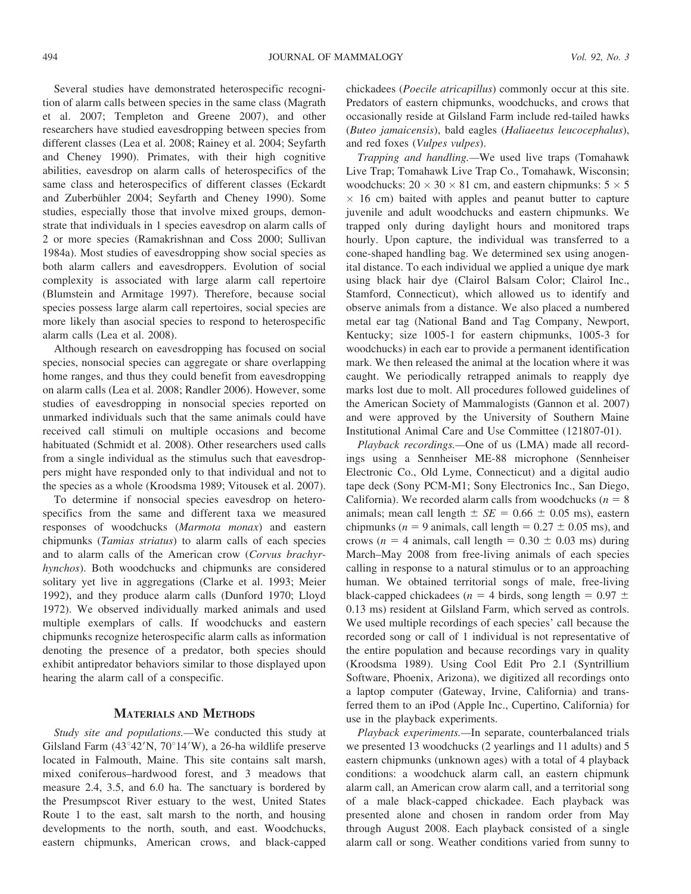Several studies have demonstrated heterospecific recognition of alarm calls between species in the same class (Magrath et al. 2007; Templeton and Greene 2007), and other researchers have studied eavesdropping between species from different classes (Lea et al. 2008; Rainey et al. 2004; Seyfarth and Cheney 1990). Primates, with their high cognitive abilities, eavesdrop on alarm calls of heterospecifics of the same class and heterospecifics of different classes (Eckardt and Zuberbühler 2004; Seyfarth and Cheney 1990). Some studies, especially those that involve mixed groups, demonstrate that individuals in 1 species eavesdrop on alarm calls of 2 or more species (Ramakrishnan and Coss 2000; Sullivan 1984a). Most studies of eavesdropping show social species as both alarm callers and eavesdroppers. Evolution of social complexity is associated with large alarm call repertoire (Blumstein and Armitage 1997). Therefore, because social species possess large alarm call repertoires, social species are more likely than asocial species to respond to heterospecific alarm calls (Lea et al. 2008).

Although research on eavesdropping has focused on social species, nonsocial species can aggregate or share overlapping home ranges, and thus they could benefit from eavesdropping on alarm calls (Lea et al. 2008; Randler 2006). However, some studies of eavesdropping in nonsocial species reported on unmarked individuals such that the same animals could have received call stimuli on multiple occasions and become habituated (Schmidt et al. 2008). Other researchers used calls from a single individual as the stimulus such that eavesdroppers might have responded only to that individual and not to the species as a whole (Kroodsma 1989; Vitousek et al. 2007).

To determine if nonsocial species eavesdrop on heterospecifics from the same and different taxa we measured responses of woodchucks (*Marmota monax*) and eastern chipmunks (*Tamias striatus*) to alarm calls of each species and to alarm calls of the American crow (*Corvus brachyrhynchos*). Both woodchucks and chipmunks are considered solitary yet live in aggregations (Clarke et al. 1993; Meier 1992), and they produce alarm calls (Dunford 1970; Lloyd 1972). We observed individually marked animals and used multiple exemplars of calls. If woodchucks and eastern chipmunks recognize heterospecific alarm calls as information denoting the presence of a predator, both species should exhibit antipredator behaviors similar to those displayed upon hearing the alarm call of a conspecific.

## Materials and Methods

*Study site and populations.*—We conducted this study at Gilsland Farm (43°42′N, 70°14′W), a 26-ha wildlife preserve located in Falmouth, Maine. This site contains salt marsh, mixed coniferous–hardwood forest, and 3 meadows that measure 2.4, 3.5, and 6.0 ha. The sanctuary is bordered by the Presumpscot River estuary to the west, United States Route 1 to the east, salt marsh to the north, and housing developments to the north, south, and east. Woodchucks, eastern chipmunks, American crows, and black-capped chickadees (*Poecile atricapillus*) commonly occur at this site. Predators of eastern chipmunks, woodchucks, and crows that occasionally reside at Gilsland Farm include red-tailed hawks (*Buteo jamaicensis*), bald eagles (*Haliaeetus leucocephalus*), and red foxes (*Vulpes vulpes*).

*Trapping and handling.*—We used live traps (Tomahawk Live Trap; Tomahawk Live Trap Co., Tomahawk, Wisconsin; woodchucks: $20 \times 30 \times 81$ cm, and eastern chipmunks: $5 \times 5 \times 16$ cm) baited with apples and peanut butter to capture juvenile and adult woodchucks and eastern chipmunks. We trapped only during daylight hours and monitored traps hourly. Upon capture, the individual was transferred to a cone-shaped handling bag. We determined sex using anogenital distance. To each individual we applied a unique dye mark using black hair dye (Clairol Balsam Color; Clairol Inc., Stamford, Connecticut), which allowed us to identify and observe animals from a distance. We also placed a numbered metal ear tag (National Band and Tag Company, Newport, Kentucky; size 1005-1 for eastern chipmunks, 1005-3 for woodchucks) in each ear to provide a permanent identification mark. We then released the animal at the location where it was caught. We periodically retrapped animals to reapply dye marks lost due to molt. All procedures followed guidelines of the American Society of Mammalogists (Gannon et al. 2007) and were approved by the University of Southern Maine Institutional Animal Care and Use Committee (121807-01).

*Playback recordings.*—One of us (LMA) made all recordings using a Sennheiser ME-88 microphone (Sennheiser Electronic Co., Old Lyme, Connecticut) and a digital audio tape deck (Sony PCM-M1; Sony Electronics Inc., San Diego, California). We recorded alarm calls from woodchucks ($n = 8$ animals; mean call length $\pm$ $SE$ = $0.66 \pm 0.05$ ms), eastern chipmunks ($n = 9$ animals, call length = $0.27 \pm 0.05$ ms), and crows ($n = 4$ animals, call length = $0.30 \pm 0.03$ ms) during March–May 2008 from free-living animals of each species calling in response to a natural stimulus or to an approaching human. We obtained territorial songs of male, free-living black-capped chickadees ($n = 4$ birds, song length = $0.97 \pm 0.13$ ms) resident at Gilsland Farm, which served as controls. We used multiple recordings of each species' call because the recorded song or call of 1 individual is not representative of the entire population and because recordings vary in quality (Kroodsma 1989). Using Cool Edit Pro 2.1 (Syntrillium Software, Phoenix, Arizona), we digitized all recordings onto a laptop computer (Gateway, Irvine, California) and transferred them to an iPod (Apple Inc., Cupertino, California) for use in the playback experiments.

*Playback experiments.*—In separate, counterbalanced trials we presented 13 woodchucks (2 yearlings and 11 adults) and 5 eastern chipmunks (unknown ages) with a total of 4 playback conditions: a woodchuck alarm call, an eastern chipmunk alarm call, an American crow alarm call, and a territorial song of a male black-capped chickadee. Each playback was presented alone and chosen in random order from May through August 2008. Each playback consisted of a single alarm call or song. Weather conditions varied from sunny to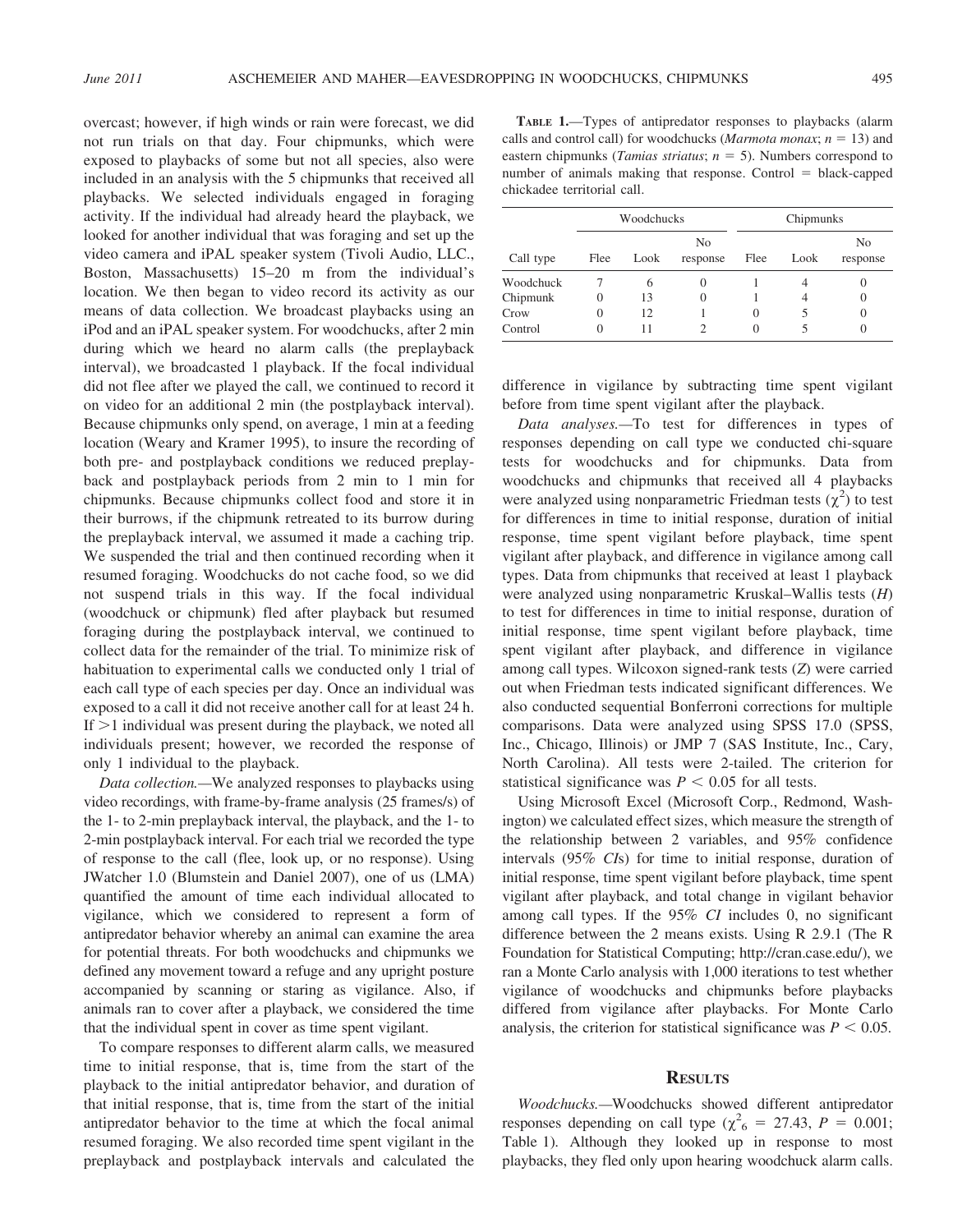overcast; however, if high winds or rain were forecast, we did not run trials on that day. Four chipmunks, which were exposed to playbacks of some but not all species, also were included in an analysis with the 5 chipmunks that received all playbacks. We selected individuals engaged in foraging activity. If the individual had already heard the playback, we looked for another individual that was foraging and set up the video camera and iPAL speaker system (Tivoli Audio, LLC., Boston, Massachusetts) 15–20 m from the individual's location. We then began to video record its activity as our means of data collection. We broadcast playbacks using an iPod and an iPAL speaker system. For woodchucks, after 2 min during which we heard no alarm calls (the preplayback interval), we broadcasted 1 playback. If the focal individual did not flee after we played the call, we continued to record it on video for an additional 2 min (the postplayback interval). Because chipmunks only spend, on average, 1 min at a feeding location (Weary and Kramer 1995), to insure the recording of both pre- and postplayback conditions we reduced preplayback and postplayback periods from 2 min to 1 min for chipmunks. Because chipmunks collect food and store it in their burrows, if the chipmunk retreated to its burrow during the preplayback interval, we assumed it made a caching trip. We suspended the trial and then continued recording when it resumed foraging. Woodchucks do not cache food, so we did not suspend trials in this way. If the focal individual (woodchuck or chipmunk) fled after playback but resumed foraging during the postplayback interval, we continued to collect data for the remainder of the trial. To minimize risk of habituation to experimental calls we conducted only 1 trial of each call type of each species per day. Once an individual was exposed to a call it did not receive another call for at least 24 h. If >1 individual was present during the playback, we noted all individuals present; however, we recorded the response of only 1 individual to the playback.

*Data collection.*—We analyzed responses to playbacks using video recordings, with frame-by-frame analysis (25 frames/s) of the 1- to 2-min preplayback interval, the playback, and the 1- to 2-min postplayback interval. For each trial we recorded the type of response to the call (flee, look up, or no response). Using JWatcher 1.0 (Blumstein and Daniel 2007), one of us (LMA) quantified the amount of time each individual allocated to vigilance, which we considered to represent a form of antipredator behavior whereby an animal can examine the area for potential threats. For both woodchucks and chipmunks we defined any movement toward a refuge and any upright posture accompanied by scanning or staring as vigilance. Also, if animals ran to cover after a playback, we considered the time that the individual spent in cover as time spent vigilant.

To compare responses to different alarm calls, we measured time to initial response, that is, time from the start of the playback to the initial antipredator behavior, and duration of that initial response, that is, time from the start of the initial antipredator behavior to the time at which the focal animal resumed foraging. We also recorded time spent vigilant in the preplayback and postplayback intervals and calculated the difference in vigilance by subtracting time spent vigilant before from time spent vigilant after the playback.

**Table 1.**—Types of antipredator responses to playbacks (alarm calls and control call) for woodchucks (*Marmota monax*; $n = 13$) and eastern chipmunks (*Tamias striatus*; $n = 5$). Numbers correspond to number of animals making that response. Control = black-capped chickadee territorial call.

| | Woodchucks | | | Chipmunks | | |
|---|---|---|---|---|---|---|
| Call type | Flee | Look | No response | Flee | Look | No response |
| Woodchuck | 7 | 6 | 0 | 1 | 4 | 0 |
| Chipmunk | 0 | 13 | 0 | 1 | 4 | 0 |
| Crow | 0 | 12 | 1 | 0 | 5 | 0 |
| Control | 0 | 11 | 2 | 0 | 5 | 0 |

*Data analyses.*—To test for differences in types of responses depending on call type we conducted chi-square tests for woodchucks and for chipmunks. Data from woodchucks and chipmunks that received all 4 playbacks were analyzed using nonparametric Friedman tests ($\chi^2$) to test for differences in time to initial response, duration of initial response, time spent vigilant before playback, time spent vigilant after playback, and difference in vigilance among call types. Data from chipmunks that received at least 1 playback were analyzed using nonparametric Kruskal–Wallis tests ($H$) to test for differences in time to initial response, duration of initial response, time spent vigilant before playback, time spent vigilant after playback, and difference in vigilance among call types. Wilcoxon signed-rank tests ($Z$) were carried out when Friedman tests indicated significant differences. We also conducted sequential Bonferroni corrections for multiple comparisons. Data were analyzed using SPSS 17.0 (SPSS, Inc., Chicago, Illinois) or JMP 7 (SAS Institute, Inc., Cary, North Carolina). All tests were 2-tailed. The criterion for statistical significance was $P < 0.05$ for all tests.

Using Microsoft Excel (Microsoft Corp., Redmond, Washington) we calculated effect sizes, which measure the strength of the relationship between 2 variables, and 95% confidence intervals (95% *CI*s) for time to initial response, duration of initial response, time spent vigilant before playback, time spent vigilant after playback, and total change in vigilant behavior among call types. If the 95% *CI* includes 0, no significant difference between the 2 means exists. Using R 2.9.1 (The R Foundation for Statistical Computing; http://cran.case.edu/), we ran a Monte Carlo analysis with 1,000 iterations to test whether vigilance of woodchucks and chipmunks before playbacks differed from vigilance after playbacks. For Monte Carlo analysis, the criterion for statistical significance was $P < 0.05$.

## Results

*Woodchucks.*—Woodchucks showed different antipredator responses depending on call type ($\chi^2_6 = 27.43$, $P = 0.001$; Table 1). Although they looked up in response to most playbacks, they fled only upon hearing woodchuck alarm calls.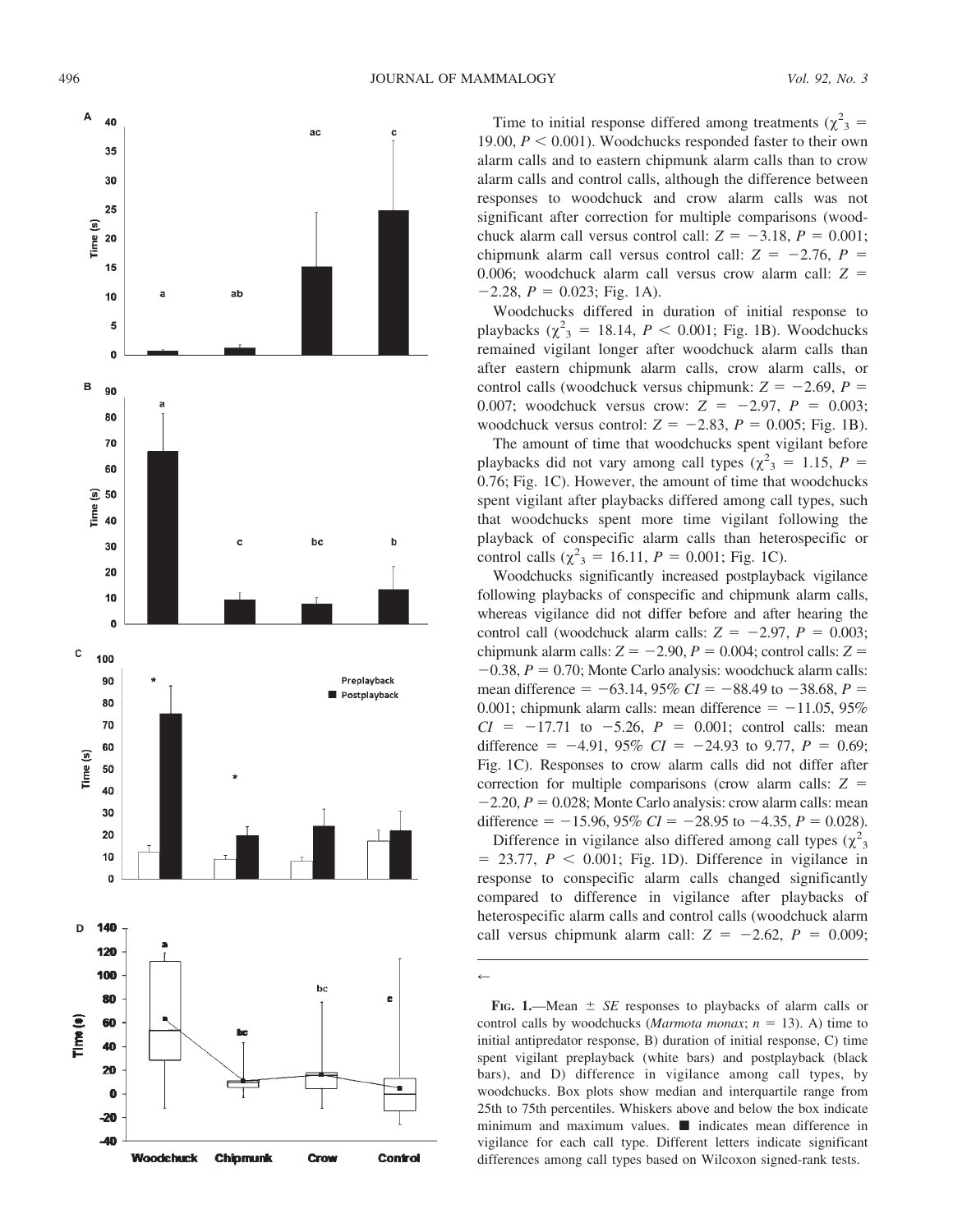A

Time (s)

40, 35, 30, 25, 20, 15, 10, 5, 0

a ab ac c

B

Time (s)

90, 80, 70, 60, 50, 40, 30, 20, 10, 0

a c bc b

C

Time (s)

100, 90, 80, 70, 60, 50, 40, 30, 20, 10, 0

Preplayback

Postplayback

*

*

D

Time (s)

140, 120, 100, 80, 60, 40, 20, 0, -20, -40

a bc bc c

Woodchuck Chipmunk Crow Control

Time to initial response differed among treatments ($\chi^2_3$ = 19.00, $P < 0.001$). Woodchucks responded faster to their own alarm calls and to eastern chipmunk alarm calls than to crow alarm calls and control calls, although the difference between responses to woodchuck and crow alarm calls was not significant after correction for multiple comparisons (woodchuck alarm call versus control call: $Z = -3.18$, $P = 0.001$; chipmunk alarm call versus control call: $Z = -2.76$, $P = 0.006$; woodchuck alarm call versus crow alarm call: $Z = -2.28$, $P = 0.023$; Fig. 1A).

Woodchucks differed in duration of initial response to playbacks ($\chi^2_3 = 18.14$, $P < 0.001$; Fig. 1B). Woodchucks remained vigilant longer after woodchuck alarm calls than after eastern chipmunk alarm calls, crow alarm calls, or control calls (woodchuck versus chipmunk: $Z = -2.69$, $P = 0.007$; woodchuck versus crow: $Z = -2.97$, $P = 0.003$; woodchuck versus control: $Z = -2.83$, $P = 0.005$; Fig. 1B).

The amount of time that woodchucks spent vigilant before playbacks did not vary among call types ($\chi^2_3 = 1.15$, $P = 0.76$; Fig. 1C). However, the amount of time that woodchucks spent vigilant after playbacks differed among call types, such that woodchucks spent more time vigilant following the playback of conspecific alarm calls than heterospecific or control calls ($\chi^2_3 = 16.11$, $P = 0.001$; Fig. 1C).

Woodchucks significantly increased postplayback vigilance following playbacks of conspecific and chipmunk alarm calls, whereas vigilance did not differ before and after hearing the control call (woodchuck alarm calls: $Z = -2.97$, $P = 0.003$; chipmunk alarm calls: $Z = -2.90$, $P = 0.004$; control calls: $Z = -0.38$, $P = 0.70$; Monte Carlo analysis: woodchuck alarm calls: mean difference = $-63.14$, 95% *CI* = $-88.49$ to $-38.68$, $P = 0.001$; chipmunk alarm calls: mean difference = $-11.05$, 95% *CI* = $-17.71$ to $-5.26$, $P = 0.001$; control calls: mean difference = $-4.91$, 95% *CI* = $-24.93$ to $9.77$, $P = 0.69$; Fig. 1C). Responses to crow alarm calls did not differ after correction for multiple comparisons (crow alarm calls: $Z = -2.20$, $P = 0.028$; Monte Carlo analysis: crow alarm calls: mean difference = $-15.96$, 95% *CI* = $-28.95$ to $-4.35$, $P = 0.028$).

Difference in vigilance also differed among call types ($\chi^2_3 = 23.77$, $P < 0.001$; Fig. 1D). Difference in vigilance in response to conspecific alarm calls changed significantly compared to difference in vigilance after playbacks of heterospecific alarm calls and control calls (woodchuck alarm call versus chipmunk alarm call: $Z = -2.62$, $P = 0.009$;

←

**Fig. 1.**—Mean ± *SE* responses to playbacks of alarm calls or control calls by woodchucks (*Marmota monax*; $n = 13$). A) time to initial antipredator response, B) duration of initial response, C) time spent vigilant preplayback (white bars) and postplayback (black bars), and D) difference in vigilance among call types, by woodchucks. Box plots show median and interquartile range from 25th to 75th percentiles. Whiskers above and below the box indicate minimum and maximum values. ■ indicates mean difference in vigilance for each call type. Different letters indicate significant differences among call types based on Wilcoxon signed-rank tests.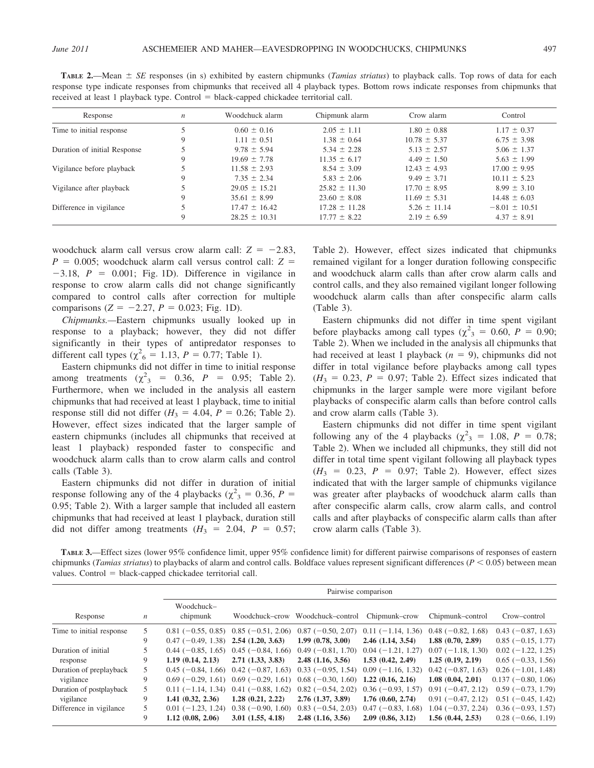**TABLE 2.**—Mean ± *SE* responses (in s) exhibited by eastern chipmunks (*Tamias striatus*) to playback calls. Top rows of data for each response type indicate responses from chipmunks that received all 4 playback types. Bottom rows indicate responses from chipmunks that received at least 1 playback type. Control = black-capped chickadee territorial call.

| Response | *n* | Woodchuck alarm | Chipmunk alarm | Crow alarm | Control |
|---|---|---|---|---|---|
| Time to initial response | 5 | 0.60 ± 0.16 | 2.05 ± 1.11 | 1.80 ± 0.88 | 1.17 ± 0.37 |
| | 9 | 1.11 ± 0.51 | 1.38 ± 0.64 | 10.78 ± 5.37 | 6.75 ± 3.98 |
| Duration of initial Response | 5 | 9.78 ± 5.94 | 5.34 ± 2.28 | 5.13 ± 2.57 | 5.06 ± 1.37 |
| | 9 | 19.69 ± 7.78 | 11.35 ± 6.17 | 4.49 ± 1.50 | 5.63 ± 1.99 |
| Vigilance before playback | 5 | 11.58 ± 2.93 | 8.54 ± 3.09 | 12.43 ± 4.93 | 17.00 ± 9.95 |
| | 9 | 7.35 ± 2.34 | 5.83 ± 2.06 | 9.49 ± 3.71 | 10.11 ± 5.23 |
| Vigilance after playback | 5 | 29.05 ± 15.21 | 25.82 ± 11.30 | 17.70 ± 8.95 | 8.99 ± 3.10 |
| | 9 | 35.61 ± 8.99 | 23.60 ± 8.08 | 11.69 ± 5.31 | 14.48 ± 6.03 |
| Difference in vigilance | 5 | 17.47 ± 16.42 | 17.28 ± 11.28 | 5.26 ± 11.14 | −8.01 ± 10.51 |
| | 9 | 28.25 ± 10.31 | 17.77 ± 8.22 | 2.19 ± 6.59 | 4.37 ± 8.91 |

woodchuck alarm call versus crow alarm call: $Z = -2.83$, $P = 0.005$; woodchuck alarm call versus control call: $Z = -3.18$, $P = 0.001$; Fig. 1D). Difference in vigilance in response to crow alarm calls did not change significantly compared to control calls after correction for multiple comparisons ($Z = -2.27$, $P = 0.023$; Fig. 1D).

*Chipmunks.*—Eastern chipmunks usually looked up in response to a playback; however, they did not differ significantly in their types of antipredator responses to different call types ($\chi^2_6 = 1.13$, $P = 0.77$; Table 1).

Eastern chipmunks did not differ in time to initial response among treatments ($\chi^2_3 = 0.36$, $P = 0.95$; Table 2). Furthermore, when we included in the analysis all eastern chipmunks that had received at least 1 playback, time to initial response still did not differ ($H_3 = 4.04$, $P = 0.26$; Table 2). However, effect sizes indicated that the larger sample of eastern chipmunks (includes all chipmunks that received at least 1 playback) responded faster to conspecific and woodchuck alarm calls than to crow alarm calls and control calls (Table 3).

Eastern chipmunks did not differ in duration of initial response following any of the 4 playbacks ($\chi^2_3 = 0.36$, $P = 0.95$; Table 2). With a larger sample that included all eastern chipmunks that had received at least 1 playback, duration still did not differ among treatments ($H_3 = 2.04$, $P = 0.57$; Table 2). However, effect sizes indicated that chipmunks remained vigilant for a longer duration following conspecific and woodchuck alarm calls than after crow alarm calls and control calls, and they also remained vigilant longer following woodchuck alarm calls than after conspecific alarm calls (Table 3).

Eastern chipmunks did not differ in time spent vigilant before playbacks among call types ($\chi^2_3 = 0.60$, $P = 0.90$; Table 2). When we included in the analysis all chipmunks that had received at least 1 playback ($n = 9$), chipmunks did not differ in total vigilance before playbacks among call types ($H_3 = 0.23$, $P = 0.97$; Table 2). Effect sizes indicated that chipmunks in the larger sample were more vigilant before playbacks of conspecific alarm calls than before control calls and crow alarm calls (Table 3).

Eastern chipmunks did not differ in time spent vigilant following any of the 4 playbacks ($\chi^2_3 = 1.08$, $P = 0.78$; Table 2). When we included all chipmunks, they still did not differ in total time spent vigilant following all playback types ($H_3 = 0.23$, $P = 0.97$; Table 2). However, effect sizes indicated that with the larger sample of chipmunks vigilance was greater after playbacks of woodchuck alarm calls than after conspecific alarm calls, crow alarm calls, and control calls and after playbacks of conspecific alarm calls than after crow alarm calls (Table 3).

**TABLE 3.**—Effect sizes (lower 95% confidence limit, upper 95% confidence limit) for different pairwise comparisons of responses of eastern chipmunks (*Tamias striatus*) to playbacks of alarm and control calls. Boldface values represent significant differences ($P < 0.05$) between mean values. Control = black-capped chickadee territorial call.

| | | Pairwise comparison | | | | | |
|---|---|---|---|---|---|---|---|
| Response | *n* | Woodchuck–chipmunk | Woodchuck–crow | Woodchuck–control | Chipmunk–crow | Chipmunk–control | Crow–control |
| Time to initial response | 5 | 0.81 (−0.55, 0.85) | 0.85 (−0.51, 2.06) | 0.87 (−0.50, 2.07) | 0.11 (−1.14, 1.36) | 0.48 (−0.82, 1.68) | 0.43 (−0.87, 1.63) |
| | 9 | 0.47 (−0.49, 1.38) | **2.54 (1.20, 3.63)** | **1.99 (0.78, 3.00)** | **2.46 (1.14, 3.54)** | **1.88 (0.70, 2.89)** | 0.85 (−0.15, 1.77) |
| Duration of initial response | 5 | 0.44 (−0.85, 1.65) | 0.45 (−0.84, 1.66) | 0.49 (−0.81, 1.70) | 0.04 (−1.21, 1.27) | 0.07 (−1.18, 1.30) | 0.02 (−1.22, 1.25) |
| | 9 | **1.19 (0.14, 2.13)** | **2.71 (1.33, 3.83)** | **2.48 (1.16, 3.56)** | **1.53 (0.42, 2.49)** | **1.25 (0.19, 2.19)** | 0.65 (−0.33, 1.56) |
| Duration of preplayback vigilance | 5 | 0.45 (−0.84, 1.66) | 0.42 (−0.87, 1.63) | 0.33 (−0.95, 1.54) | 0.09 (−1.16, 1.32) | 0.42 (−0.87, 1.63) | 0.26 (−1.01, 1.48) |
| | 9 | 0.69 (−0.29, 1.61) | 0.69 (−0.29, 1.61) | 0.68 (−0.30, 1.60) | **1.22 (0.16, 2.16)** | **1.08 (0.04, 2.01)** | 0.137 (−0.80, 1.06) |
| Duration of postplayback vigilance | 5 | 0.11 (−1.14, 1.34) | 0.41 (−0.88, 1.62) | 0.82 (−0.54, 2.02) | 0.36 (−0.93, 1.57) | 0.91 (−0.47, 2.12) | 0.59 (−0.73, 1.79) |
| | 9 | **1.41 (0.32, 2.36)** | **1.28 (0.21, 2.22)** | **2.76 (1.37, 3.89)** | **1.76 (0.60, 2.74)** | 0.91 (−0.47, 2.12) | 0.51 (−0.45, 1.42) |
| Difference in vigilance | 5 | 0.01 (−1.23, 1.24) | 0.38 (−0.90, 1.60) | 0.83 (−0.54, 2.03) | 0.47 (−0.83, 1.68) | 1.04 (−0.37, 2.24) | 0.36 (−0.93, 1.57) |
| | 9 | **1.12 (0.08, 2.06)** | **3.01 (1.55, 4.18)** | **2.48 (1.16, 3.56)** | **2.09 (0.86, 3.12)** | **1.56 (0.44, 2.53)** | 0.28 (−0.66, 1.19) |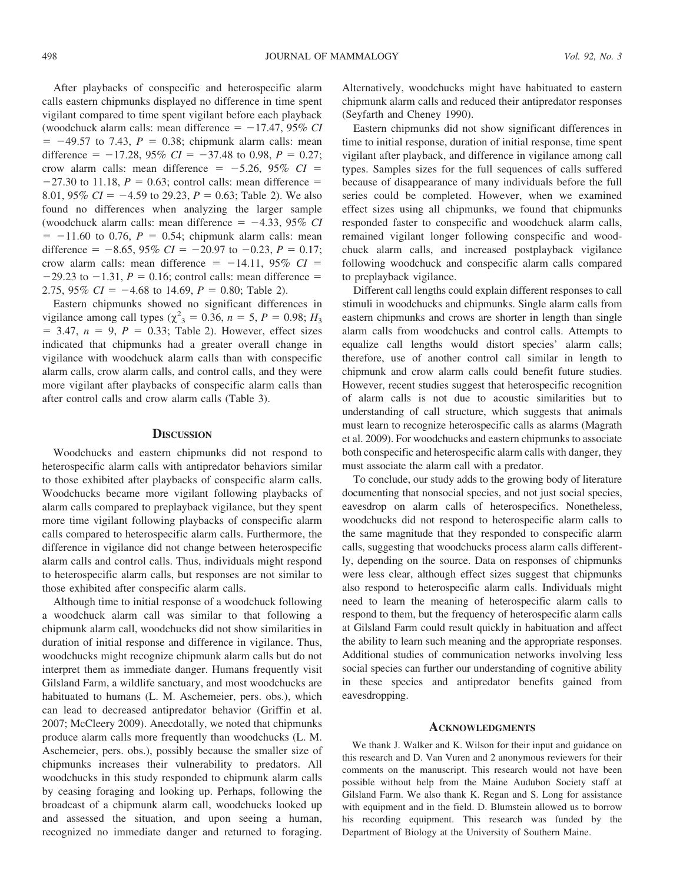After playbacks of conspecific and heterospecific alarm calls eastern chipmunks displayed no difference in time spent vigilant compared to time spent vigilant before each playback (woodchuck alarm calls: mean difference = −17.47, 95% *CI* = −49.57 to 7.43, $P$ = 0.38; chipmunk alarm calls: mean difference = −17.28, 95% *CI* = −37.48 to 0.98, $P$ = 0.27; crow alarm calls: mean difference = −5.26, 95% *CI* = −27.30 to 11.18, $P$ = 0.63; control calls: mean difference = 8.01, 95% *CI* = −4.59 to 29.23, $P$ = 0.63; Table 2). We also found no differences when analyzing the larger sample (woodchuck alarm calls: mean difference = −4.33, 95% *CI* = −11.60 to 0.76, $P$ = 0.54; chipmunk alarm calls: mean difference = −8.65, 95% *CI* = −20.97 to −0.23, $P$ = 0.17; crow alarm calls: mean difference = −14.11, 95% *CI* = −29.23 to −1.31, $P$ = 0.16; control calls: mean difference = 2.75, 95% *CI* = −4.68 to 14.69, $P$ = 0.80; Table 2).

Eastern chipmunks showed no significant differences in vigilance among call types ($\chi^2_3$ = 0.36, $n$ = 5, $P$ = 0.98; $H_3$ = 3.47, $n$ = 9, $P$ = 0.33; Table 2). However, effect sizes indicated that chipmunks had a greater overall change in vigilance with woodchuck alarm calls than with conspecific alarm calls, crow alarm calls, and control calls, and they were more vigilant after playbacks of conspecific alarm calls than after control calls and crow alarm calls (Table 3).

## Discussion

Woodchucks and eastern chipmunks did not respond to heterospecific alarm calls with antipredator behaviors similar to those exhibited after playbacks of conspecific alarm calls. Woodchucks became more vigilant following playbacks of alarm calls compared to preplayback vigilance, but they spent more time vigilant following playbacks of conspecific alarm calls compared to heterospecific alarm calls. Furthermore, the difference in vigilance did not change between heterospecific alarm calls and control calls. Thus, individuals might respond to heterospecific alarm calls, but responses are not similar to those exhibited after conspecific alarm calls.

Although time to initial response of a woodchuck following a woodchuck alarm call was similar to that following a chipmunk alarm call, woodchucks did not show similarities in duration of initial response and difference in vigilance. Thus, woodchucks might recognize chipmunk alarm calls but do not interpret them as immediate danger. Humans frequently visit Gilsland Farm, a wildlife sanctuary, and most woodchucks are habituated to humans (L. M. Aschemeier, pers. obs.), which can lead to decreased antipredator behavior (Griffin et al. 2007; McCleery 2009). Anecdotally, we noted that chipmunks produce alarm calls more frequently than woodchucks (L. M. Aschemeier, pers. obs.), possibly because the smaller size of chipmunks increases their vulnerability to predators. All woodchucks in this study responded to chipmunk alarm calls by ceasing foraging and looking up. Perhaps, following the broadcast of a chipmunk alarm call, woodchucks looked up and assessed the situation, and upon seeing a human, recognized no immediate danger and returned to foraging. Alternatively, woodchucks might have habituated to eastern chipmunk alarm calls and reduced their antipredator responses (Seyfarth and Cheney 1990).

Eastern chipmunks did not show significant differences in time to initial response, duration of initial response, time spent vigilant after playback, and difference in vigilance among call types. Samples sizes for the full sequences of calls suffered because of disappearance of many individuals before the full series could be completed. However, when we examined effect sizes using all chipmunks, we found that chipmunks responded faster to conspecific and woodchuck alarm calls, remained vigilant longer following conspecific and woodchuck alarm calls, and increased postplayback vigilance following woodchuck and conspecific alarm calls compared to preplayback vigilance.

Different call lengths could explain different responses to call stimuli in woodchucks and chipmunks. Single alarm calls from eastern chipmunks and crows are shorter in length than single alarm calls from woodchucks and control calls. Attempts to equalize call lengths would distort species' alarm calls; therefore, use of another control call similar in length to chipmunk and crow alarm calls could benefit future studies. However, recent studies suggest that heterospecific recognition of alarm calls is not due to acoustic similarities but to understanding of call structure, which suggests that animals must learn to recognize heterospecific calls as alarms (Magrath et al. 2009). For woodchucks and eastern chipmunks to associate both conspecific and heterospecific alarm calls with danger, they must associate the alarm call with a predator.

To conclude, our study adds to the growing body of literature documenting that nonsocial species, and not just social species, eavesdrop on alarm calls of heterospecifics. Nonetheless, woodchucks did not respond to heterospecific alarm calls to the same magnitude that they responded to conspecific alarm calls, suggesting that woodchucks process alarm calls differently, depending on the source. Data on responses of chipmunks were less clear, although effect sizes suggest that chipmunks also respond to heterospecific alarm calls. Individuals might need to learn the meaning of heterospecific alarm calls to respond to them, but the frequency of heterospecific alarm calls at Gilsland Farm could result quickly in habituation and affect the ability to learn such meaning and the appropriate responses. Additional studies of communication networks involving less social species can further our understanding of cognitive ability in these species and antipredator benefits gained from eavesdropping.

## Acknowledgments

We thank J. Walker and K. Wilson for their input and guidance on this research and D. Van Vuren and 2 anonymous reviewers for their comments on the manuscript. This research would not have been possible without help from the Maine Audubon Society staff at Gilsland Farm. We also thank K. Regan and S. Long for assistance with equipment and in the field. D. Blumstein allowed us to borrow his recording equipment. This research was funded by the Department of Biology at the University of Southern Maine.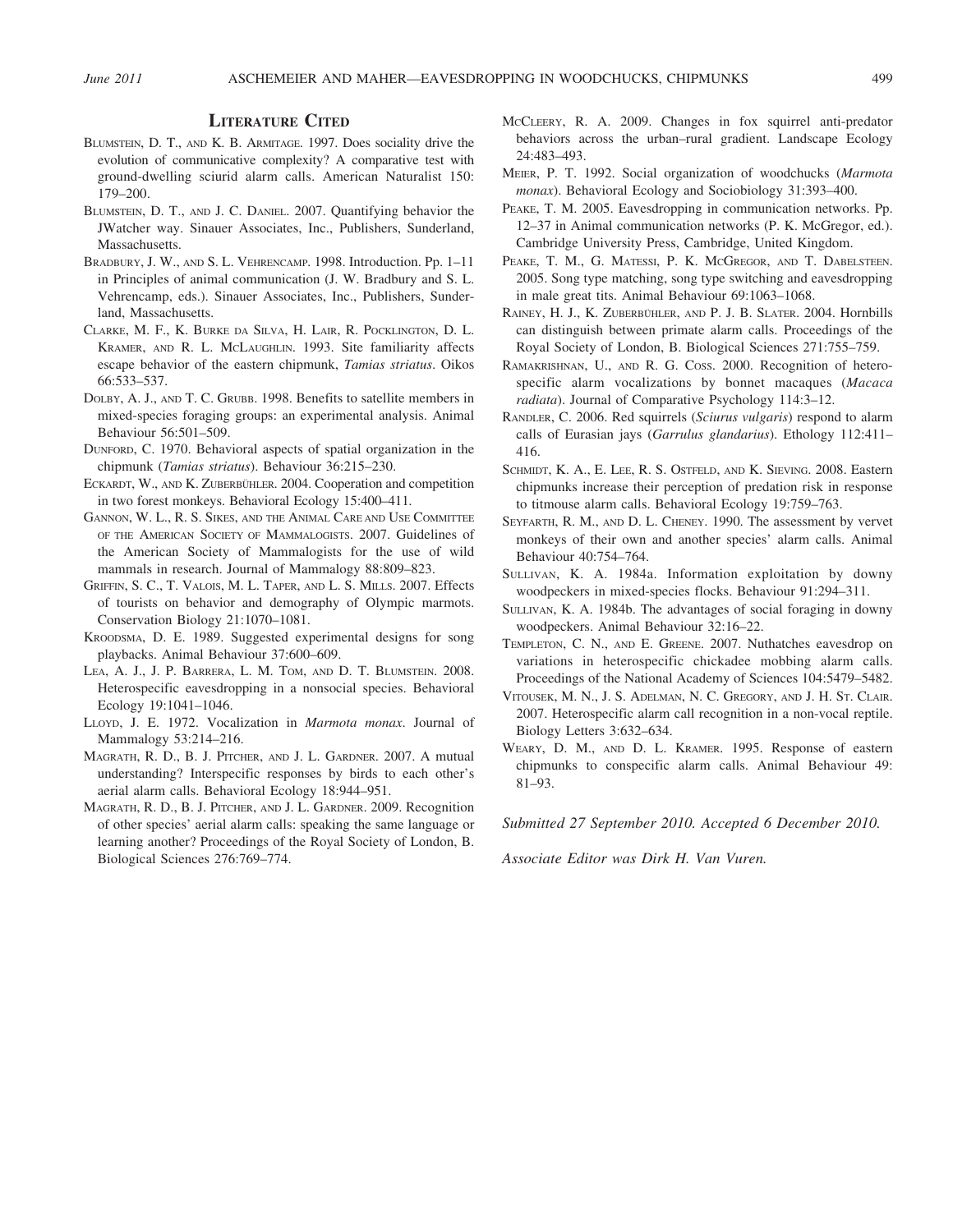## Literature Cited

Blumstein, D. T., and K. B. Armitage. 1997. Does sociality drive the evolution of communicative complexity? A comparative test with ground-dwelling sciurid alarm calls. American Naturalist 150: 179–200.

Blumstein, D. T., and J. C. Daniel. 2007. Quantifying behavior the JWatcher way. Sinauer Associates, Inc., Publishers, Sunderland, Massachusetts.

Bradbury, J. W., and S. L. Vehrencamp. 1998. Introduction. Pp. 1–11 in Principles of animal communication (J. W. Bradbury and S. L. Vehrencamp, eds.). Sinauer Associates, Inc., Publishers, Sunderland, Massachusetts.

Clarke, M. F., K. Burke da Silva, H. Lair, R. Pocklington, D. L. Kramer, and R. L. McLaughlin. 1993. Site familiarity affects escape behavior of the eastern chipmunk, *Tamias striatus*. Oikos 66:533–537.

Dolby, A. J., and T. C. Grubb. 1998. Benefits to satellite members in mixed-species foraging groups: an experimental analysis. Animal Behaviour 56:501–509.

Dunford, C. 1970. Behavioral aspects of spatial organization in the chipmunk (*Tamias striatus*). Behaviour 36:215–230.

Eckardt, W., and K. Zuberbühler. 2004. Cooperation and competition in two forest monkeys. Behavioral Ecology 15:400–411.

Gannon, W. L., R. S. Sikes, and the Animal Care and Use Committee of the American Society of Mammalogists. 2007. Guidelines of the American Society of Mammalogists for the use of wild mammals in research. Journal of Mammalogy 88:809–823.

Griffin, S. C., T. Valois, M. L. Taper, and L. S. Mills. 2007. Effects of tourists on behavior and demography of Olympic marmots. Conservation Biology 21:1070–1081.

Kroodsma, D. E. 1989. Suggested experimental designs for song playbacks. Animal Behaviour 37:600–609.

Lea, A. J., J. P. Barrera, L. M. Tom, and D. T. Blumstein. 2008. Heterospecific eavesdropping in a nonsocial species. Behavioral Ecology 19:1041–1046.

Lloyd, J. E. 1972. Vocalization in *Marmota monax*. Journal of Mammalogy 53:214–216.

Magrath, R. D., B. J. Pitcher, and J. L. Gardner. 2007. A mutual understanding? Interspecific responses by birds to each other's aerial alarm calls. Behavioral Ecology 18:944–951.

Magrath, R. D., B. J. Pitcher, and J. L. Gardner. 2009. Recognition of other species' aerial alarm calls: speaking the same language or learning another? Proceedings of the Royal Society of London, B. Biological Sciences 276:769–774.

McCleery, R. A. 2009. Changes in fox squirrel anti-predator behaviors across the urban–rural gradient. Landscape Ecology 24:483–493.

Meier, P. T. 1992. Social organization of woodchucks (*Marmota monax*). Behavioral Ecology and Sociobiology 31:393–400.

Peake, T. M. 2005. Eavesdropping in communication networks. Pp. 12–37 in Animal communication networks (P. K. McGregor, ed.). Cambridge University Press, Cambridge, United Kingdom.

Peake, T. M., G. Matessi, P. K. McGregor, and T. Dabelsteen. 2005. Song type matching, song type switching and eavesdropping in male great tits. Animal Behaviour 69:1063–1068.

Rainey, H. J., K. Zuberbühler, and P. J. B. Slater. 2004. Hornbills can distinguish between primate alarm calls. Proceedings of the Royal Society of London, B. Biological Sciences 271:755–759.

Ramakrishnan, U., and R. G. Coss. 2000. Recognition of heterospecific alarm vocalizations by bonnet macaques (*Macaca radiata*). Journal of Comparative Psychology 114:3–12.

Randler, C. 2006. Red squirrels (*Sciurus vulgaris*) respond to alarm calls of Eurasian jays (*Garrulus glandarius*). Ethology 112:411–416.

Schmidt, K. A., E. Lee, R. S. Ostfeld, and K. Sieving. 2008. Eastern chipmunks increase their perception of predation risk in response to titmouse alarm calls. Behavioral Ecology 19:759–763.

Seyfarth, R. M., and D. L. Cheney. 1990. The assessment by vervet monkeys of their own and another species' alarm calls. Animal Behaviour 40:754–764.

Sullivan, K. A. 1984a. Information exploitation by downy woodpeckers in mixed-species flocks. Behaviour 91:294–311.

Sullivan, K. A. 1984b. The advantages of social foraging in downy woodpeckers. Animal Behaviour 32:16–22.

Templeton, C. N., and E. Greene. 2007. Nuthatches eavesdrop on variations in heterospecific chickadee mobbing alarm calls. Proceedings of the National Academy of Sciences 104:5479–5482.

Vitousek, M. N., J. S. Adelman, N. C. Gregory, and J. H. St. Clair. 2007. Heterospecific alarm call recognition in a non-vocal reptile. Biology Letters 3:632–634.

Weary, D. M., and D. L. Kramer. 1995. Response of eastern chipmunks to conspecific alarm calls. Animal Behaviour 49: 81–93.

*Submitted 27 September 2010. Accepted 6 December 2010.*

*Associate Editor was Dirk H. Van Vuren.*